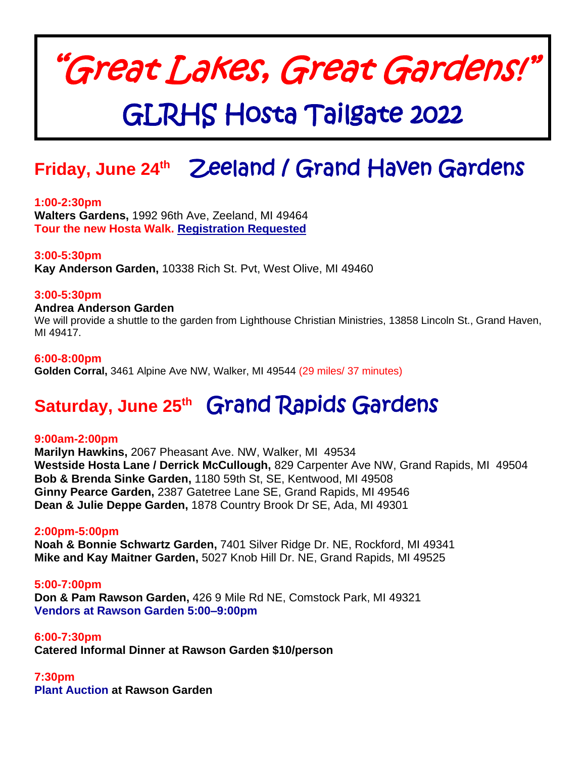# "Great Lakes, Great Gardens!"

# GLRHS Hosta Tailgate 2022

## Friday, June 24th   Zeeland / Grand Haven Gardens

**1:00-2:30pm**
**Walters Gardens,** 1992 96th Ave, Zeeland, MI 49464
**Tour the new Hosta Walk. Registration Requested**

**3:00-5:30pm**
**Kay Anderson Garden,** 10338 Rich St. Pvt, West Olive, MI 49460

**3:00-5:30pm**
**Andrea Anderson Garden**
We will provide a shuttle to the garden from Lighthouse Christian Ministries, 13858 Lincoln St., Grand Haven, MI 49417.

**6:00-8:00pm**
**Golden Corral,** 3461 Alpine Ave NW, Walker, MI 49544 (29 miles/ 37 minutes)

## Saturday, June 25th   Grand Rapids Gardens

**9:00am-2:00pm**
**Marilyn Hawkins,** 2067 Pheasant Ave. NW, Walker, MI 49534
**Westside Hosta Lane / Derrick McCullough,** 829 Carpenter Ave NW, Grand Rapids, MI 49504
**Bob & Brenda Sinke Garden,** 1180 59th St, SE, Kentwood, MI 49508
**Ginny Pearce Garden,** 2387 Gatetree Lane SE, Grand Rapids, MI 49546
**Dean & Julie Deppe Garden,** 1878 Country Brook Dr SE, Ada, MI 49301

**2:00pm-5:00pm**
**Noah & Bonnie Schwartz Garden,** 7401 Silver Ridge Dr. NE, Rockford, MI 49341
**Mike and Kay Maitner Garden,** 5027 Knob Hill Dr. NE, Grand Rapids, MI 49525

**5:00-7:00pm**
**Don & Pam Rawson Garden,** 426 9 Mile Rd NE, Comstock Park, MI 49321
**Vendors at Rawson Garden 5:00–9:00pm**

**6:00-7:30pm**
**Catered Informal Dinner at Rawson Garden $10/person**

**7:30pm**
**Plant Auction at Rawson Garden**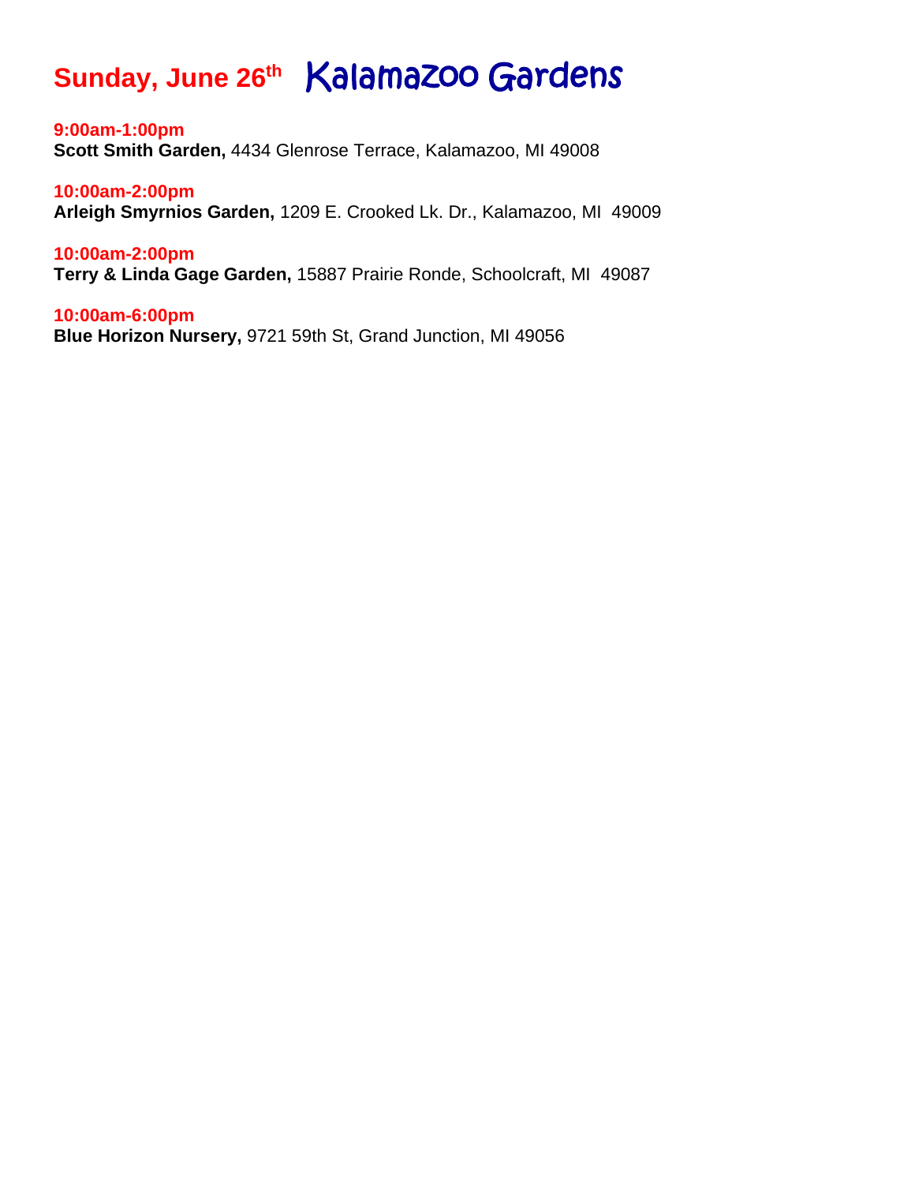# Sunday, June 26th Kalamazoo Gardens

**9:00am-1:00pm**
**Scott Smith Garden,** 4434 Glenrose Terrace, Kalamazoo, MI 49008

**10:00am-2:00pm**
**Arleigh Smyrnios Garden,** 1209 E. Crooked Lk. Dr., Kalamazoo, MI 49009

**10:00am-2:00pm**
**Terry & Linda Gage Garden,** 15887 Prairie Ronde, Schoolcraft, MI 49087

**10:00am-6:00pm**
**Blue Horizon Nursery,** 9721 59th St, Grand Junction, MI 49056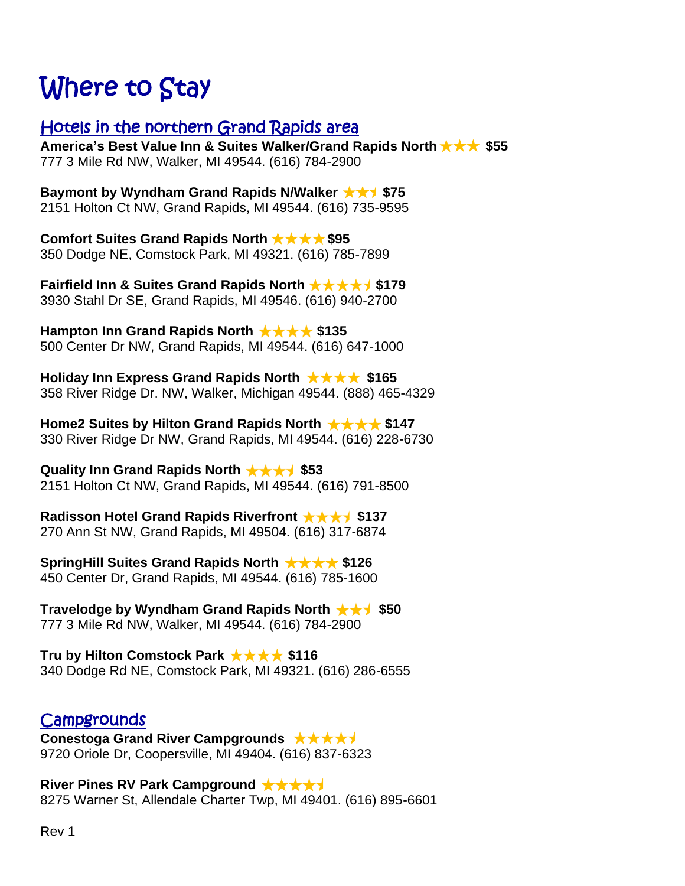# Where to Stay

## Hotels in the northern Grand Rapids area

**America's Best Value Inn & Suites Walker/Grand Rapids North ★★★ $55**
777 3 Mile Rd NW, Walker, MI 49544. (616) 784-2900

**Baymont by Wyndham Grand Rapids N/Walker ★★½ $75**
2151 Holton Ct NW, Grand Rapids, MI 49544. (616) 735-9595

**Comfort Suites Grand Rapids North ★★★★ $95**
350 Dodge NE, Comstock Park, MI 49321. (616) 785-7899

**Fairfield Inn & Suites Grand Rapids North ★★★★½ $179**
3930 Stahl Dr SE, Grand Rapids, MI 49546. (616) 940-2700

**Hampton Inn Grand Rapids North ★★★★ $135**
500 Center Dr NW, Grand Rapids, MI 49544. (616) 647-1000

**Holiday Inn Express Grand Rapids North ★★★★ $165**
358 River Ridge Dr. NW, Walker, Michigan 49544. (888) 465-4329

**Home2 Suites by Hilton Grand Rapids North ★★★★ $147**
330 River Ridge Dr NW, Grand Rapids, MI 49544. (616) 228-6730

**Quality Inn Grand Rapids North ★★★½ $53**
2151 Holton Ct NW, Grand Rapids, MI 49544. (616) 791-8500

**Radisson Hotel Grand Rapids Riverfront ★★★½ $137**
270 Ann St NW, Grand Rapids, MI 49504. (616) 317-6874

**SpringHill Suites Grand Rapids North ★★★★ $126**
450 Center Dr, Grand Rapids, MI 49544. (616) 785-1600

**Travelodge by Wyndham Grand Rapids North ★★½ $50**
777 3 Mile Rd NW, Walker, MI 49544. (616) 784-2900

**Tru by Hilton Comstock Park ★★★★ $116**
340 Dodge Rd NE, Comstock Park, MI 49321. (616) 286-6555

## Campgrounds

**Conestoga Grand River Campgrounds ★★★★½**
9720 Oriole Dr, Coopersville, MI 49404. (616) 837-6323

**River Pines RV Park Campground ★★★★½**
8275 Warner St, Allendale Charter Twp, MI 49401. (616) 895-6601

Rev 1